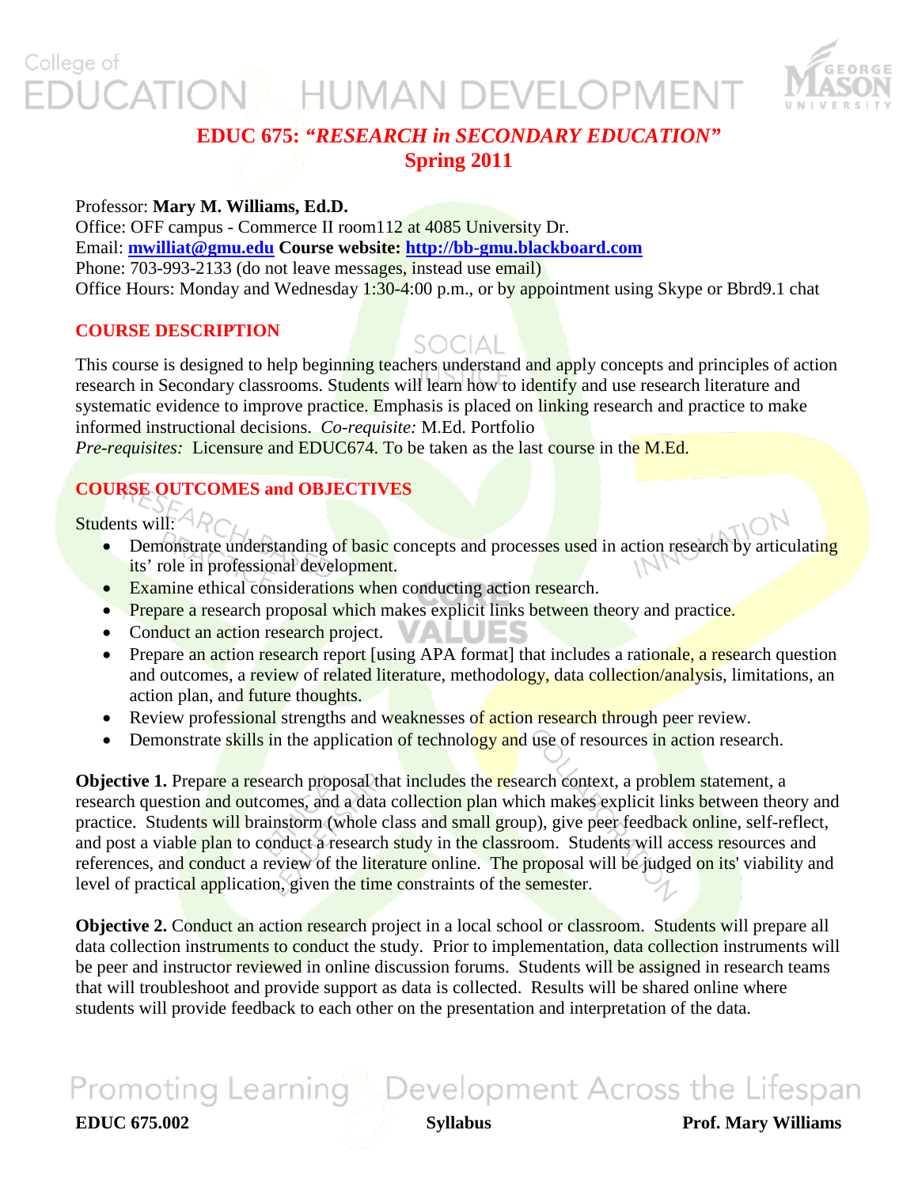# EDUC 675: *"RESEARCH in SECONDARY EDUCATION"*
## Spring 2011

Professor: **Mary M. Williams, Ed.D.**
Office: OFF campus - Commerce II room112 at 4085 University Dr.
Email: **mwilliat@gmu.edu** **Course website: http://bb-gmu.blackboard.com**
Phone: 703-993-2133 (do not leave messages, instead use email)
Office Hours: Monday and Wednesday 1:30-4:00 p.m., or by appointment using Skype or Bbrd9.1 chat

## COURSE DESCRIPTION

This course is designed to help beginning teachers understand and apply concepts and principles of action research in Secondary classrooms. Students will learn how to identify and use research literature and systematic evidence to improve practice. Emphasis is placed on linking research and practice to make informed instructional decisions. *Co-requisite:* M.Ed. Portfolio
*Pre-requisites:* Licensure and EDUC674. To be taken as the last course in the M.Ed.

## COURSE OUTCOMES and OBJECTIVES

Students will:

- Demonstrate understanding of basic concepts and processes used in action research by articulating its' role in professional development.
- Examine ethical considerations when conducting action research.
- Prepare a research proposal which makes explicit links between theory and practice.
- Conduct an action research project.
- Prepare an action research report [using APA format] that includes a rationale, a research question and outcomes, a review of related literature, methodology, data collection/analysis, limitations, an action plan, and future thoughts.
- Review professional strengths and weaknesses of action research through peer review.
- Demonstrate skills in the application of technology and use of resources in action research.

**Objective 1.** Prepare a research proposal that includes the research context, a problem statement, a research question and outcomes, and a data collection plan which makes explicit links between theory and practice. Students will brainstorm (whole class and small group), give peer feedback online, self-reflect, and post a viable plan to conduct a research study in the classroom. Students will access resources and references, and conduct a review of the literature online. The proposal will be judged on its' viability and level of practical application, given the time constraints of the semester.

**Objective 2.** Conduct an action research project in a local school or classroom. Students will prepare all data collection instruments to conduct the study. Prior to implementation, data collection instruments will be peer and instructor reviewed in online discussion forums. Students will be assigned in research teams that will troubleshoot and provide support as data is collected. Results will be shared online where students will provide feedback to each other on the presentation and interpretation of the data.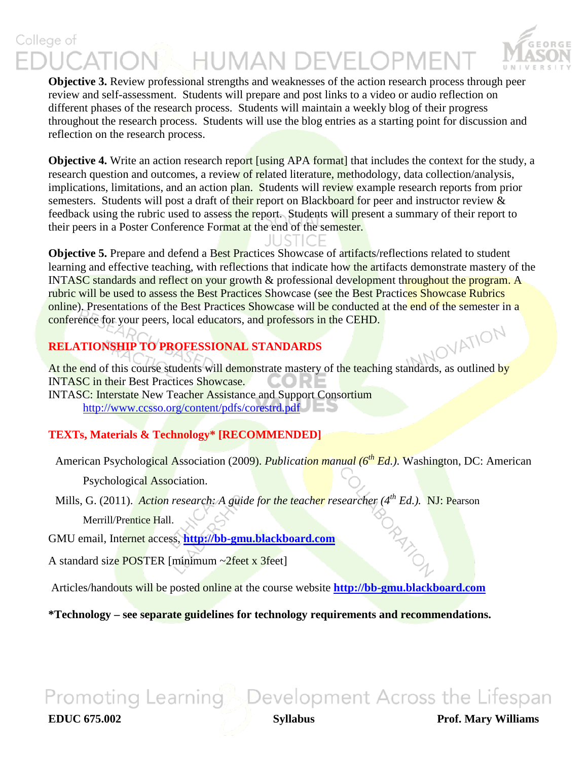**Objective 3.** Review professional strengths and weaknesses of the action research process through peer review and self-assessment. Students will prepare and post links to a video or audio reflection on different phases of the research process. Students will maintain a weekly blog of their progress throughout the research process. Students will use the blog entries as a starting point for discussion and reflection on the research process.

**Objective 4.** Write an action research report [using APA format] that includes the context for the study, a research question and outcomes, a review of related literature, methodology, data collection/analysis, implications, limitations, and an action plan. Students will review example research reports from prior semesters. Students will post a draft of their report on Blackboard for peer and instructor review & feedback using the rubric used to assess the report. Students will present a summary of their report to their peers in a Poster Conference Format at the end of the semester.

**Objective 5.** Prepare and defend a Best Practices Showcase of artifacts/reflections related to student learning and effective teaching, with reflections that indicate how the artifacts demonstrate mastery of the INTASC standards and reflect on your growth & professional development throughout the program. A rubric will be used to assess the Best Practices Showcase (see the Best Practices Showcase Rubrics online). Presentations of the Best Practices Showcase will be conducted at the end of the semester in a conference for your peers, local educators, and professors in the CEHD.

## RELATIONSHIP TO PROFESSIONAL STANDARDS

At the end of this course students will demonstrate mastery of the teaching standards, as outlined by INTASC in their Best Practices Showcase.
INTASC: Interstate New Teacher Assistance and Support Consortium
http://www.ccsso.org/content/pdfs/corestrd.pdf

## TEXTs, Materials & Technology* [RECOMMENDED]

American Psychological Association (2009). *Publication manual (6th Ed.).* Washington, DC: American Psychological Association.

Mills, G. (2011). *Action research: A guide for the teacher researcher (4th Ed.).* NJ: Pearson Merrill/Prentice Hall.

GMU email, Internet access, **http://bb-gmu.blackboard.com**

A standard size POSTER [minimum ~2feet x 3feet]

Articles/handouts will be posted online at the course website **http://bb-gmu.blackboard.com**

**\*Technology – see separate guidelines for technology requirements and recommendations.**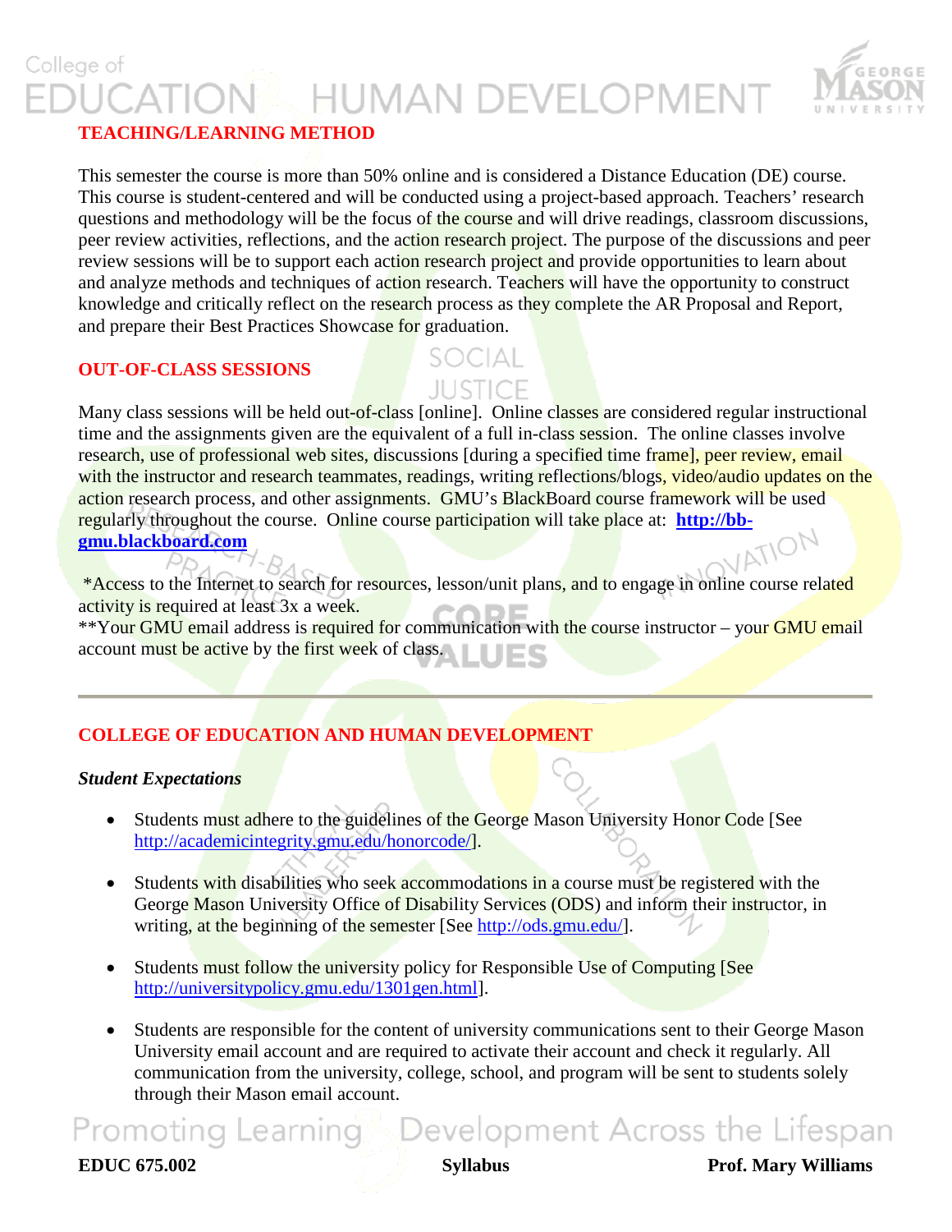## TEACHING/LEARNING METHOD

This semester the course is more than 50% online and is considered a Distance Education (DE) course. This course is student-centered and will be conducted using a project-based approach. Teachers' research questions and methodology will be the focus of the course and will drive readings, classroom discussions, peer review activities, reflections, and the action research project. The purpose of the discussions and peer review sessions will be to support each action research project and provide opportunities to learn about and analyze methods and techniques of action research. Teachers will have the opportunity to construct knowledge and critically reflect on the research process as they complete the AR Proposal and Report, and prepare their Best Practices Showcase for graduation.

## OUT-OF-CLASS SESSIONS

Many class sessions will be held out-of-class [online]. Online classes are considered regular instructional time and the assignments given are the equivalent of a full in-class session. The online classes involve research, use of professional web sites, discussions [during a specified time frame], peer review, email with the instructor and research teammates, readings, writing reflections/blogs, video/audio updates on the action research process, and other assignments. GMU's BlackBoard course framework will be used regularly throughout the course. Online course participation will take place at: **http://bb-gmu.blackboard.com**

*Access to the Internet to search for resources, lesson/unit plans, and to engage in online course related activity is required at least 3x a week.
**Your GMU email address is required for communication with the course instructor – your GMU email account must be active by the first week of class.

---

## COLLEGE OF EDUCATION AND HUMAN DEVELOPMENT

### *Student Expectations*

- Students must adhere to the guidelines of the George Mason University Honor Code [See http://academicintegrity.gmu.edu/honorcode/].
- Students with disabilities who seek accommodations in a course must be registered with the George Mason University Office of Disability Services (ODS) and inform their instructor, in writing, at the beginning of the semester [See http://ods.gmu.edu/].
- Students must follow the university policy for Responsible Use of Computing [See http://universitypolicy.gmu.edu/1301gen.html].
- Students are responsible for the content of university communications sent to their George Mason University email account and are required to activate their account and check it regularly. All communication from the university, college, school, and program will be sent to students solely through their Mason email account.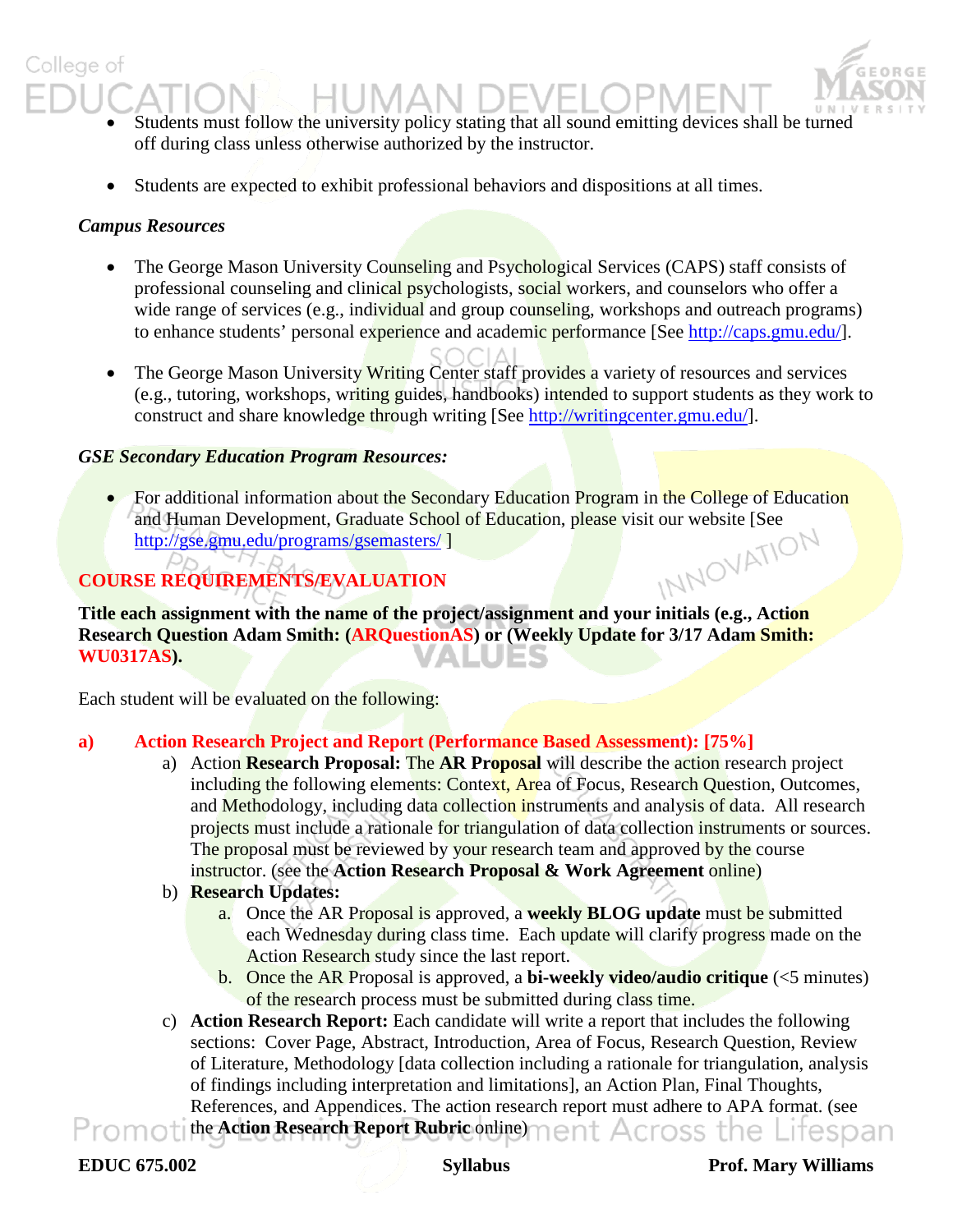- Students must follow the university policy stating that all sound emitting devices shall be turned off during class unless otherwise authorized by the instructor.

- Students are expected to exhibit professional behaviors and dispositions at all times.

### *Campus Resources*

- The George Mason University Counseling and Psychological Services (CAPS) staff consists of professional counseling and clinical psychologists, social workers, and counselors who offer a wide range of services (e.g., individual and group counseling, workshops and outreach programs) to enhance students' personal experience and academic performance [See http://caps.gmu.edu/].

- The George Mason University Writing Center staff provides a variety of resources and services (e.g., tutoring, workshops, writing guides, handbooks) intended to support students as they work to construct and share knowledge through writing [See http://writingcenter.gmu.edu/].

### *GSE Secondary Education Program Resources:*

- For additional information about the Secondary Education Program in the College of Education and Human Development, Graduate School of Education, please visit our website [See http://gse.gmu.edu/programs/gsemasters/ ]

## COURSE REQUIREMENTS/EVALUATION

**Title each assignment with the name of the project/assignment and your initials (e.g., Action Research Question Adam Smith: (ARQuestionAS) or (Weekly Update for 3/17 Adam Smith: WU0317AS).**

Each student will be evaluated on the following:

**a) Action Research Project and Report (Performance Based Assessment): [75%]**

a) Action **Research Proposal:** The **AR Proposal** will describe the action research project including the following elements: Context, Area of Focus, Research Question, Outcomes, and Methodology, including data collection instruments and analysis of data. All research projects must include a rationale for triangulation of data collection instruments or sources. The proposal must be reviewed by your research team and approved by the course instructor. (see the **Action Research Proposal & Work Agreement** online)

b) **Research Updates:**
   a. Once the AR Proposal is approved, a **weekly BLOG update** must be submitted each Wednesday during class time. Each update will clarify progress made on the Action Research study since the last report.
   b. Once the AR Proposal is approved, a **bi-weekly video/audio critique** (<5 minutes) of the research process must be submitted during class time.

c) **Action Research Report:** Each candidate will write a report that includes the following sections: Cover Page, Abstract, Introduction, Area of Focus, Research Question, Review of Literature, Methodology [data collection including a rationale for triangulation, analysis of findings including interpretation and limitations], an Action Plan, Final Thoughts, References, and Appendices. The action research report must adhere to APA format. (see the **Action Research Report Rubric** online)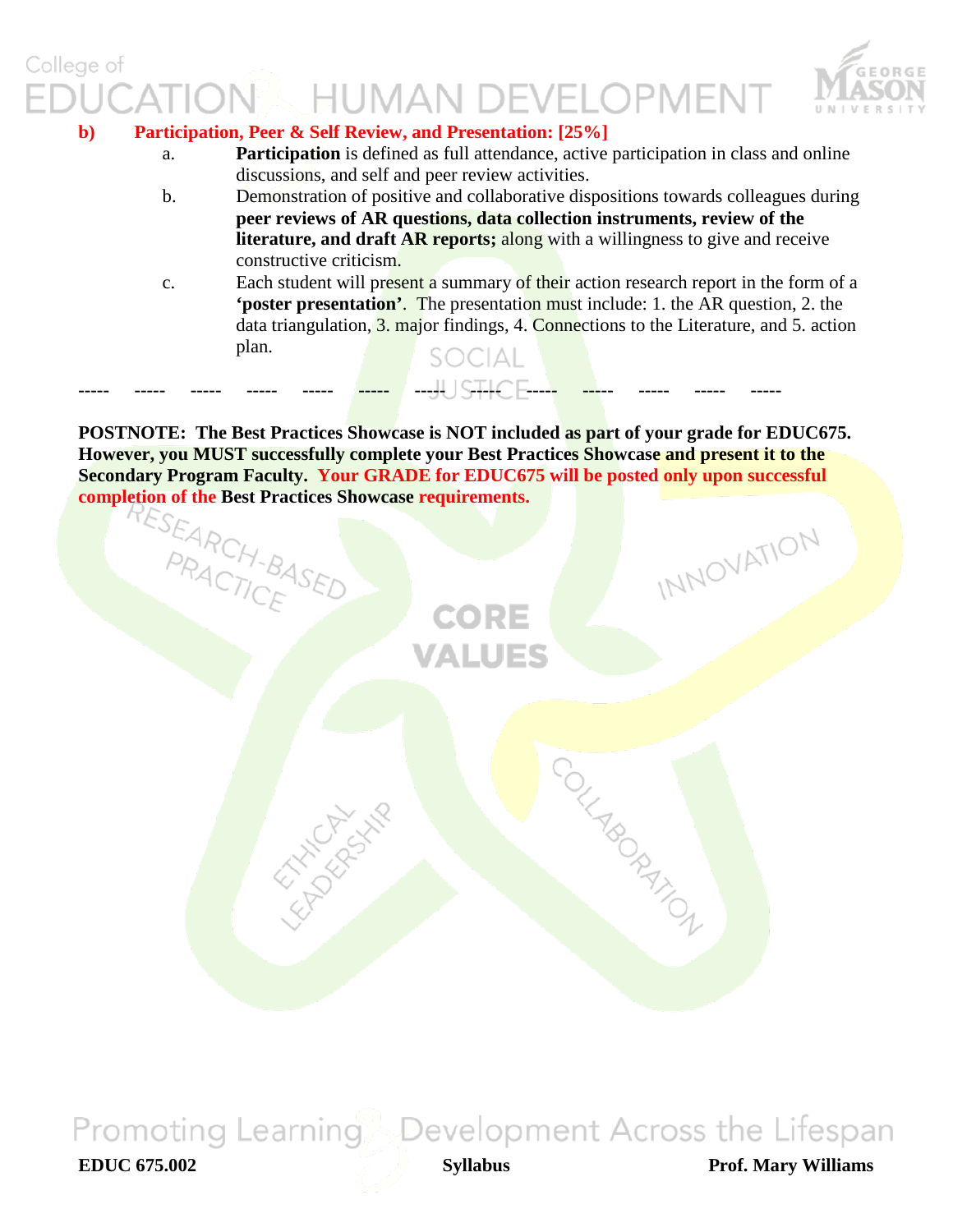**b) Participation, Peer & Self Review, and Presentation: [25%]**

a. **Participation** is defined as full attendance, active participation in class and online discussions, and self and peer review activities.

b. Demonstration of positive and collaborative dispositions towards colleagues during **peer reviews of AR questions, data collection instruments, review of the literature, and draft AR reports;** along with a willingness to give and receive constructive criticism.

c. Each student will present a summary of their action research report in the form of a **'poster presentation'**. The presentation must include: 1. the AR question, 2. the data triangulation, 3. major findings, 4. Connections to the Literature, and 5. action plan.

----- ----- ----- ----- ----- ----- ----- ----- ----- ----- ----- ----- -----

**POSTNOTE: The Best Practices Showcase is NOT included as part of your grade for EDUC675. However, you MUST successfully complete your Best Practices Showcase and present it to the Secondary Program Faculty. Your GRADE for EDUC675 will be posted only upon successful completion of the Best Practices Showcase requirements.**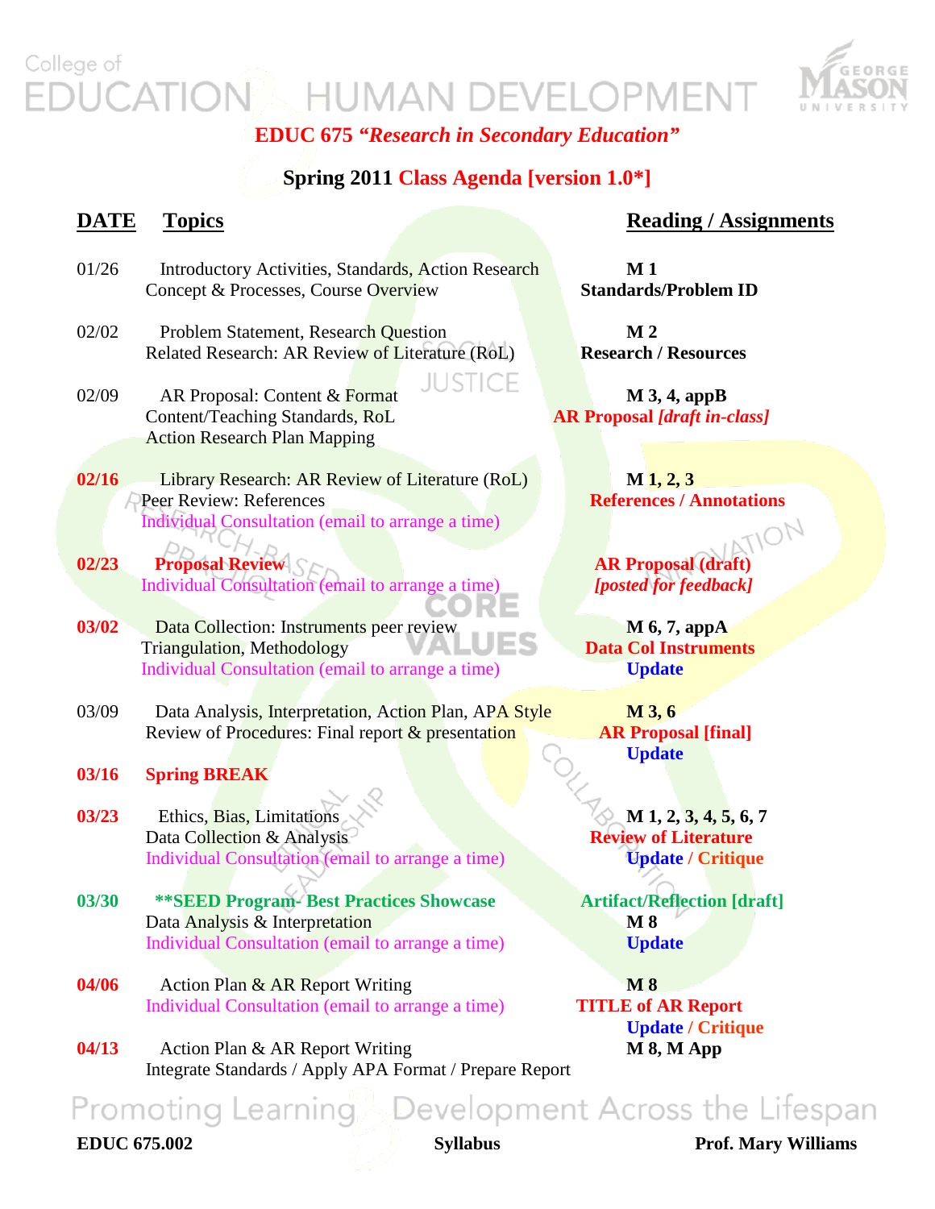# College of EDUCATION HUMAN DEVELOPMENT

## EDUC 675 *"Research in Secondary Education"*

### Spring 2011 Class Agenda [version 1.0*]

| DATE | Topics | Reading / Assignments |
|---|---|---|
| 01/26 | Introductory Activities, Standards, Action Research Concept & Processes, Course Overview | **M 1**<br>**Standards/Problem ID** |
| 02/02 | Problem Statement, Research Question<br>Related Research: AR Review of Literature (RoL) | **M 2**<br>**Research / Resources** |
| 02/09 | AR Proposal: Content & Format<br>Content/Teaching Standards, RoL<br>Action Research Plan Mapping | **M 3, 4, appB**<br>**AR Proposal *[draft in-class]*** |
| **02/16** | Library Research: AR Review of Literature (RoL)<br>Peer Review: References<br>Individual Consultation (email to arrange a time) | **M 1, 2, 3**<br>**References / Annotations** |
| **02/23** | **Proposal Review**<br>Individual Consultation (email to arrange a time) | **AR Proposal (draft)**<br>***[posted for feedback]*** |
| **03/02** | Data Collection: Instruments peer review<br>Triangulation, Methodology<br>Individual Consultation (email to arrange a time) | **M 6, 7, appA**<br>**Data Col Instruments**<br>**Update** |
| 03/09 | Data Analysis, Interpretation, Action Plan, APA Style<br>Review of Procedures: Final report & presentation | **M 3, 6**<br>**AR Proposal [final]**<br>**Update** |
| **03/16** | **Spring BREAK** | |
| **03/23** | Ethics, Bias, Limitations<br>Data Collection & Analysis<br>Individual Consultation (email to arrange a time) | **M 1, 2, 3, 4, 5, 6, 7**<br>**Review of Literature**<br>**Update / Critique** |
| **03/30** | **\*\*SEED Program- Best Practices Showcase**<br>Data Analysis & Interpretation<br>Individual Consultation (email to arrange a time) | **Artifact/Reflection [draft]**<br>**M 8**<br>**Update** |
| **04/06** | Action Plan & AR Report Writing<br>Individual Consultation (email to arrange a time) | **M 8**<br>**TITLE of AR Report**<br>**Update / Critique** |
| **04/13** | Action Plan & AR Report Writing<br>Integrate Standards / Apply APA Format / Prepare Report | **M 8, M App** |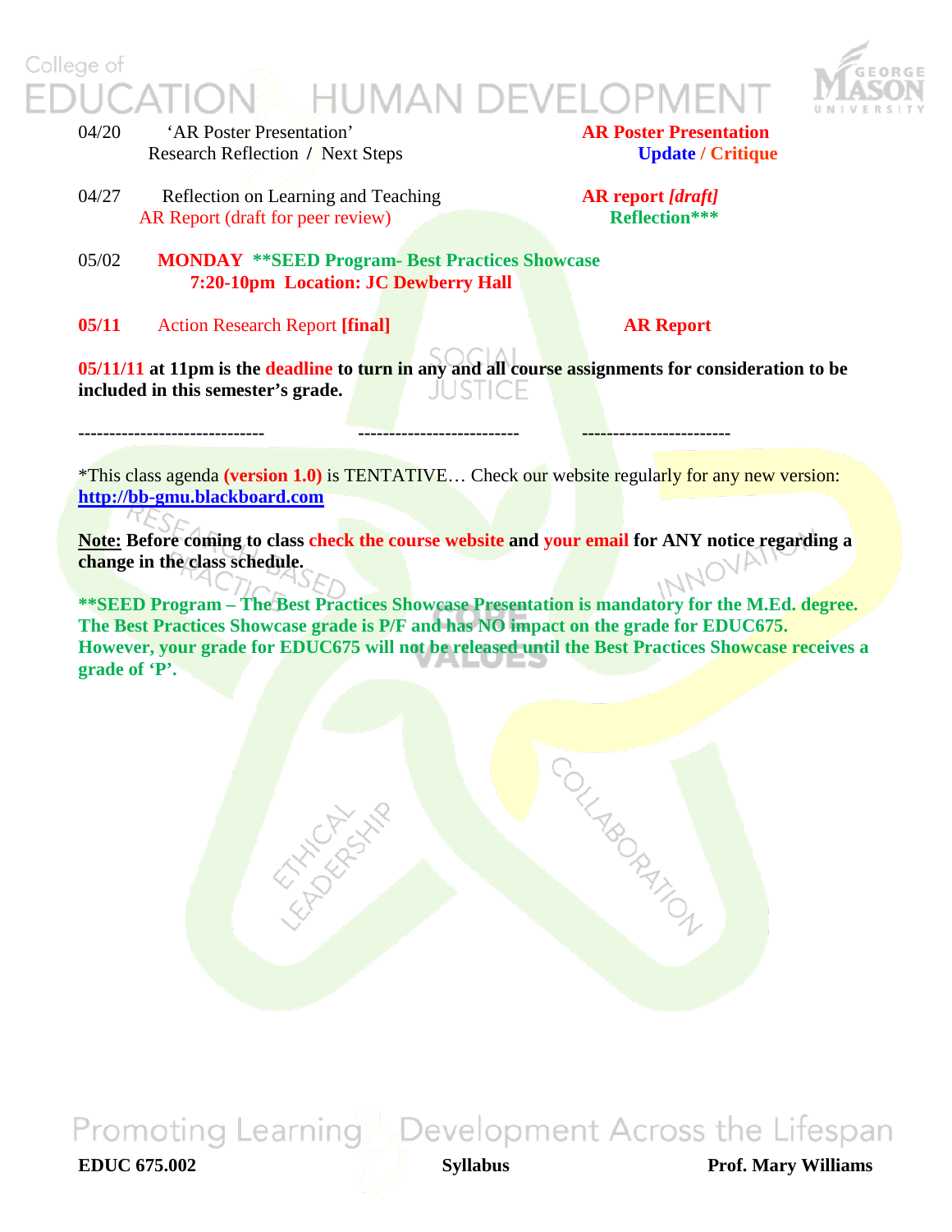| | | |
|---|---|---|
| 04/20 | 'AR Poster Presentation'<br>Research Reflection / Next Steps | **AR Poster Presentation**<br>**Update / Critique** |
| 04/27 | Reflection on Learning and Teaching<br>AR Report (draft for peer review) | **AR report *[draft]***<br>**Reflection*** ** |
| 05/02 | **MONDAY** **SEED Program- Best Practices Showcase**<br>**7:20-10pm Location: JC Dewberry Hall** | |
| **05/11** | Action Research Report **[final]** | **AR Report** |

**05/11/11 at 11pm is the deadline to turn in any and all course assignments for consideration to be included in this semester's grade.**

------------------------------ -------------------------- ------------------------

*This class agenda **(version 1.0)** is TENTATIVE… Check our website regularly for any new version: **http://bb-gmu.blackboard.com**

**<u>Note:</u> Before coming to class check the course website and your email for ANY notice regarding a change in the class schedule.**

****SEED Program – The Best Practices Showcase Presentation is mandatory for the M.Ed. degree. The Best Practices Showcase grade is P/F and has NO impact on the grade for EDUC675. However, your grade for EDUC675 will not be released until the Best Practices Showcase receives a grade of 'P'.**